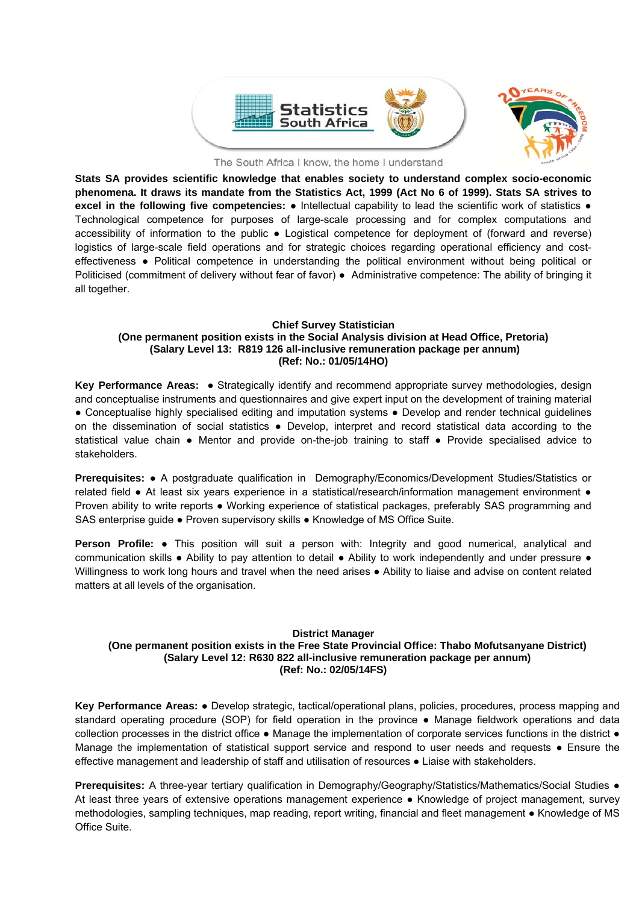Statistics South Africa

The South Africa I know, the home I understand

**Stats SA provides scientific knowledge that enables society to understand complex socio-economic phenomena. It draws its mandate from the Statistics Act, 1999 (Act No 6 of 1999). Stats SA strives to excel in the following five competencies:** ● Intellectual capability to lead the scientific work of statistics ● Technological competence for purposes of large-scale processing and for complex computations and accessibility of information to the public ● Logistical competence for deployment of (forward and reverse) logistics of large-scale field operations and for strategic choices regarding operational efficiency and cost-effectiveness ● Political competence in understanding the political environment without being political or Politicised (commitment of delivery without fear of favor) ● Administrative competence: The ability of bringing it all together.

**Chief Survey Statistician**
**(One permanent position exists in the Social Analysis division at Head Office, Pretoria)**
**(Salary Level 13: R819 126 all-inclusive remuneration package per annum)**
**(Ref: No.: 01/05/14HO)**

**Key Performance Areas:** ● Strategically identify and recommend appropriate survey methodologies, design and conceptualise instruments and questionnaires and give expert input on the development of training material ● Conceptualise highly specialised editing and imputation systems ● Develop and render technical guidelines on the dissemination of social statistics ● Develop, interpret and record statistical data according to the statistical value chain ● Mentor and provide on-the-job training to staff ● Provide specialised advice to stakeholders.

**Prerequisites:** ● A postgraduate qualification in Demography/Economics/Development Studies/Statistics or related field ● At least six years experience in a statistical/research/information management environment ● Proven ability to write reports ● Working experience of statistical packages, preferably SAS programming and SAS enterprise guide ● Proven supervisory skills ● Knowledge of MS Office Suite.

**Person Profile:** ● This position will suit a person with: Integrity and good numerical, analytical and communication skills ● Ability to pay attention to detail ● Ability to work independently and under pressure ● Willingness to work long hours and travel when the need arises ● Ability to liaise and advise on content related matters at all levels of the organisation.

**District Manager**
**(One permanent position exists in the Free State Provincial Office: Thabo Mofutsanyane District)**
**(Salary Level 12: R630 822 all-inclusive remuneration package per annum)**
**(Ref: No.: 02/05/14FS)**

**Key Performance Areas:** ● Develop strategic, tactical/operational plans, policies, procedures, process mapping and standard operating procedure (SOP) for field operation in the province ● Manage fieldwork operations and data collection processes in the district office ● Manage the implementation of corporate services functions in the district ● Manage the implementation of statistical support service and respond to user needs and requests ● Ensure the effective management and leadership of staff and utilisation of resources ● Liaise with stakeholders.

**Prerequisites:** A three-year tertiary qualification in Demography/Geography/Statistics/Mathematics/Social Studies ● At least three years of extensive operations management experience ● Knowledge of project management, survey methodologies, sampling techniques, map reading, report writing, financial and fleet management ● Knowledge of MS Office Suite.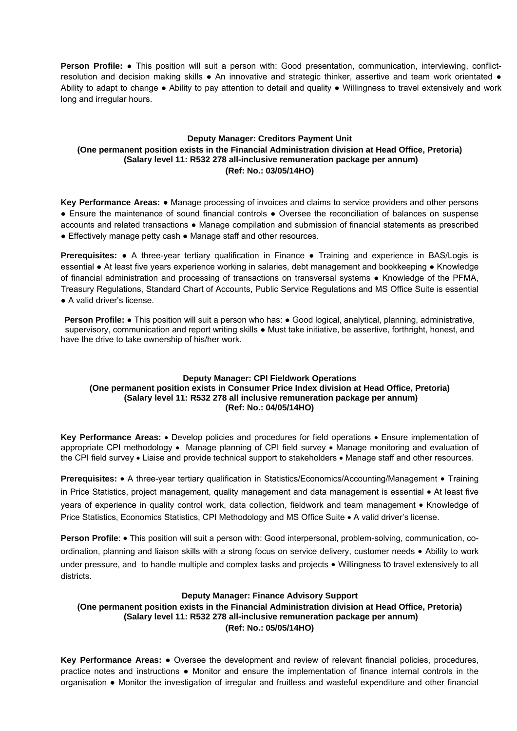**Person Profile:** ● This position will suit a person with: Good presentation, communication, interviewing, conflict-resolution and decision making skills ● An innovative and strategic thinker, assertive and team work orientated ● Ability to adapt to change ● Ability to pay attention to detail and quality ● Willingness to travel extensively and work long and irregular hours.

### Deputy Manager: Creditors Payment Unit

**(One permanent position exists in the Financial Administration division at Head Office, Pretoria)**
**(Salary level 11: R532 278 all-inclusive remuneration package per annum)**
**(Ref: No.: 03/05/14HO)**

**Key Performance Areas:** ● Manage processing of invoices and claims to service providers and other persons ● Ensure the maintenance of sound financial controls ● Oversee the reconciliation of balances on suspense accounts and related transactions ● Manage compilation and submission of financial statements as prescribed ● Effectively manage petty cash ● Manage staff and other resources.

**Prerequisites:** ● A three-year tertiary qualification in Finance ● Training and experience in BAS/Logis is essential ● At least five years experience working in salaries, debt management and bookkeeping ● Knowledge of financial administration and processing of transactions on transversal systems ● Knowledge of the PFMA, Treasury Regulations, Standard Chart of Accounts, Public Service Regulations and MS Office Suite is essential ● A valid driver's license.

**Person Profile:** ● This position will suit a person who has: ● Good logical, analytical, planning, administrative, supervisory, communication and report writing skills ● Must take initiative, be assertive, forthright, honest, and have the drive to take ownership of his/her work.

### Deputy Manager: CPI Fieldwork Operations

**(One permanent position exists in Consumer Price Index division at Head Office, Pretoria)**
**(Salary level 11: R532 278 all inclusive remuneration package per annum)**
**(Ref: No.: 04/05/14HO)**

**Key Performance Areas:** • Develop policies and procedures for field operations • Ensure implementation of appropriate CPI methodology • Manage planning of CPI field survey • Manage monitoring and evaluation of the CPI field survey • Liaise and provide technical support to stakeholders • Manage staff and other resources.

**Prerequisites:** • A three-year tertiary qualification in Statistics/Economics/Accounting/Management • Training in Price Statistics, project management, quality management and data management is essential • At least five years of experience in quality control work, data collection, fieldwork and team management • Knowledge of Price Statistics, Economics Statistics, CPI Methodology and MS Office Suite • A valid driver's license.

**Person Profile**: • This position will suit a person with: Good interpersonal, problem-solving, communication, co-ordination, planning and liaison skills with a strong focus on service delivery, customer needs • Ability to work under pressure, and to handle multiple and complex tasks and projects • Willingness to travel extensively to all districts.

### Deputy Manager: Finance Advisory Support

**(One permanent position exists in the Financial Administration division at Head Office, Pretoria)**
**(Salary level 11: R532 278 all-inclusive remuneration package per annum)**
**(Ref: No.: 05/05/14HO)**

**Key Performance Areas:** ● Oversee the development and review of relevant financial policies, procedures, practice notes and instructions ● Monitor and ensure the implementation of finance internal controls in the organisation ● Monitor the investigation of irregular and fruitless and wasteful expenditure and other financial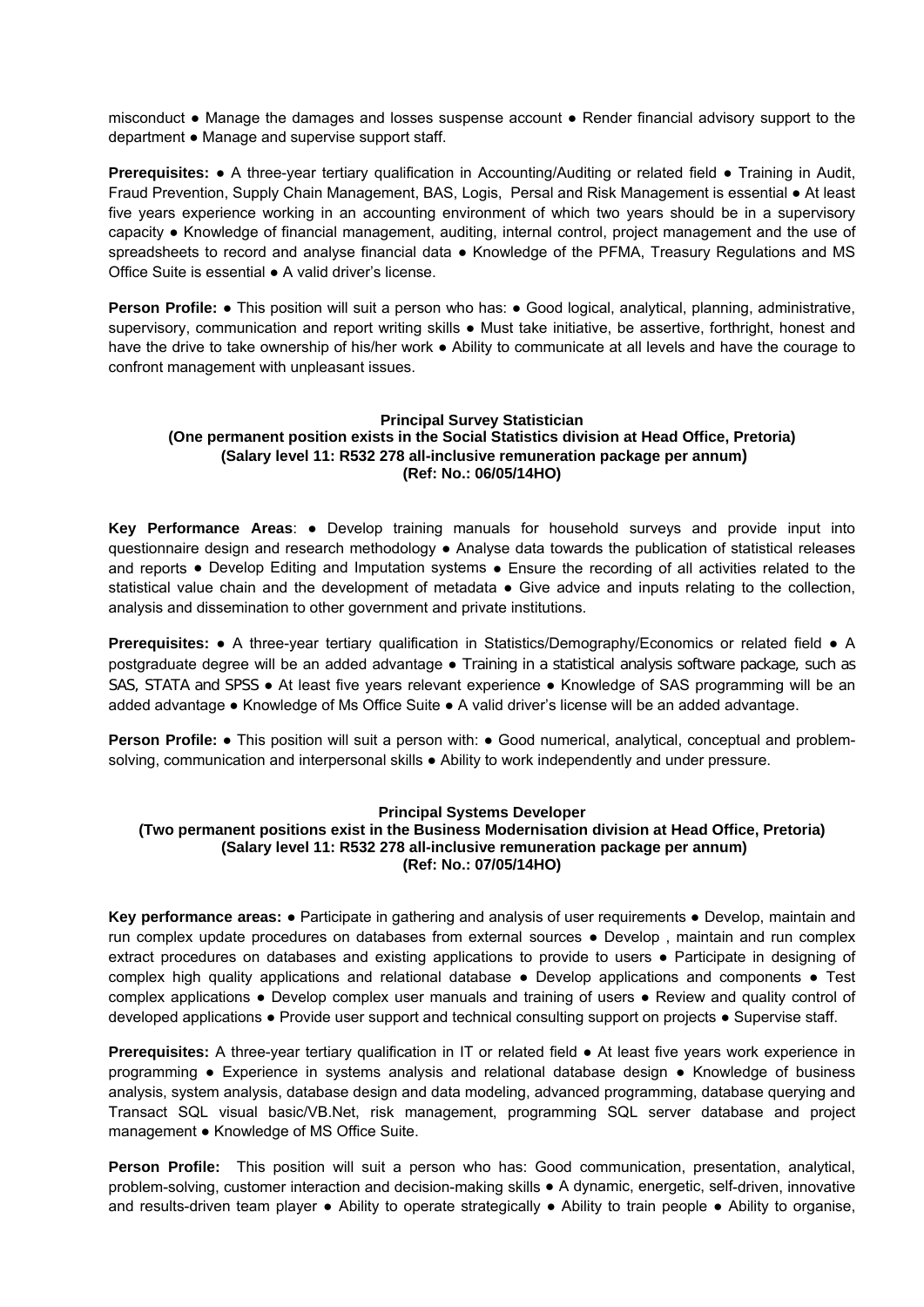misconduct ● Manage the damages and losses suspense account ● Render financial advisory support to the department ● Manage and supervise support staff.

**Prerequisites:** ● A three-year tertiary qualification in Accounting/Auditing or related field ● Training in Audit, Fraud Prevention, Supply Chain Management, BAS, Logis, Persal and Risk Management is essential ● At least five years experience working in an accounting environment of which two years should be in a supervisory capacity ● Knowledge of financial management, auditing, internal control, project management and the use of spreadsheets to record and analyse financial data ● Knowledge of the PFMA, Treasury Regulations and MS Office Suite is essential ● A valid driver's license.

**Person Profile:** ● This position will suit a person who has: ● Good logical, analytical, planning, administrative, supervisory, communication and report writing skills ● Must take initiative, be assertive, forthright, honest and have the drive to take ownership of his/her work ● Ability to communicate at all levels and have the courage to confront management with unpleasant issues.

### Principal Survey Statistician

**(One permanent position exists in the Social Statistics division at Head Office, Pretoria)**
**(Salary level 11: R532 278 all-inclusive remuneration package per annum)**
**(Ref: No.: 06/05/14HO)**

**Key Performance Areas**: ● Develop training manuals for household surveys and provide input into questionnaire design and research methodology ● Analyse data towards the publication of statistical releases and reports ● Develop Editing and Imputation systems ● Ensure the recording of all activities related to the statistical value chain and the development of metadata ● Give advice and inputs relating to the collection, analysis and dissemination to other government and private institutions.

**Prerequisites:** ● A three-year tertiary qualification in Statistics/Demography/Economics or related field ● A postgraduate degree will be an added advantage ● Training in a statistical analysis software package, such as SAS, STATA and SPSS ● At least five years relevant experience ● Knowledge of SAS programming will be an added advantage ● Knowledge of Ms Office Suite ● A valid driver's license will be an added advantage.

**Person Profile:** ● This position will suit a person with: ● Good numerical, analytical, conceptual and problem-solving, communication and interpersonal skills ● Ability to work independently and under pressure.

### Principal Systems Developer

**(Two permanent positions exist in the Business Modernisation division at Head Office, Pretoria)**
**(Salary level 11: R532 278 all-inclusive remuneration package per annum)**
**(Ref: No.: 07/05/14HO)**

**Key performance areas:** ● Participate in gathering and analysis of user requirements ● Develop, maintain and run complex update procedures on databases from external sources ● Develop , maintain and run complex extract procedures on databases and existing applications to provide to users ● Participate in designing of complex high quality applications and relational database ● Develop applications and components ● Test complex applications ● Develop complex user manuals and training of users ● Review and quality control of developed applications ● Provide user support and technical consulting support on projects ● Supervise staff.

**Prerequisites:** A three-year tertiary qualification in IT or related field ● At least five years work experience in programming ● Experience in systems analysis and relational database design ● Knowledge of business analysis, system analysis, database design and data modeling, advanced programming, database querying and Transact SQL visual basic/VB.Net, risk management, programming SQL server database and project management ● Knowledge of MS Office Suite.

**Person Profile:** This position will suit a person who has: Good communication, presentation, analytical, problem-solving, customer interaction and decision-making skills ● A dynamic, energetic, self-driven, innovative and results-driven team player ● Ability to operate strategically ● Ability to train people ● Ability to organise,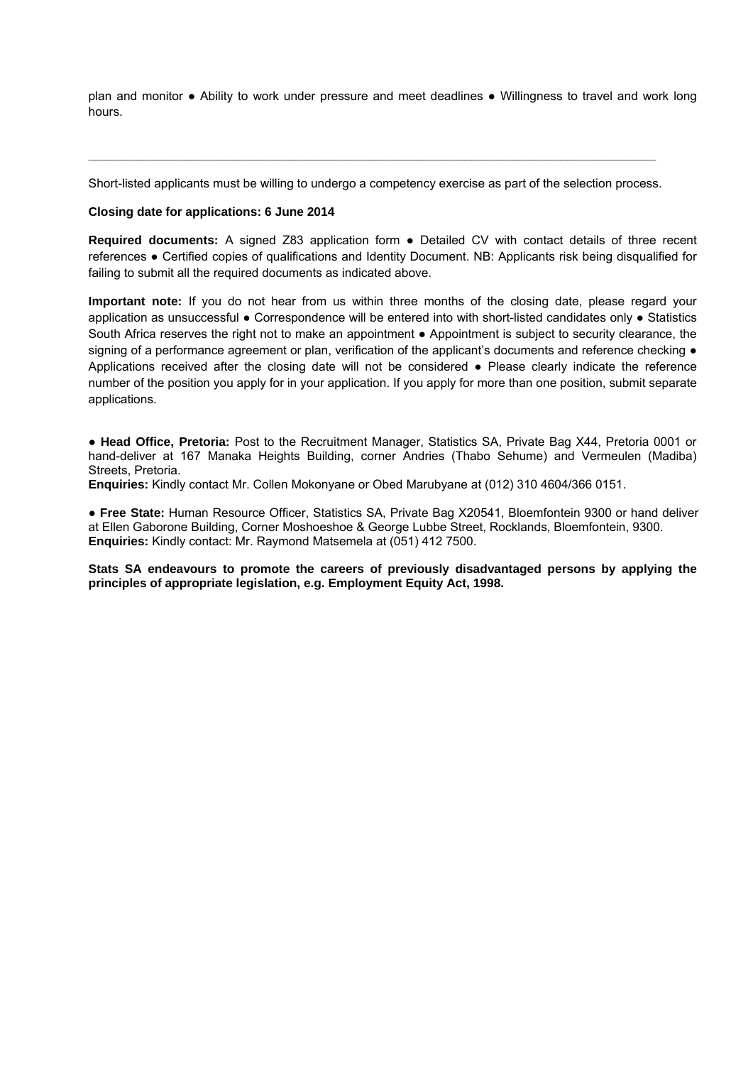plan and monitor ● Ability to work under pressure and meet deadlines ● Willingness to travel and work long hours.

---

Short-listed applicants must be willing to undergo a competency exercise as part of the selection process.

**Closing date for applications: 6 June 2014**

**Required documents:** A signed Z83 application form ● Detailed CV with contact details of three recent references ● Certified copies of qualifications and Identity Document. NB: Applicants risk being disqualified for failing to submit all the required documents as indicated above.

**Important note:** If you do not hear from us within three months of the closing date, please regard your application as unsuccessful ● Correspondence will be entered into with short-listed candidates only ● Statistics South Africa reserves the right not to make an appointment ● Appointment is subject to security clearance, the signing of a performance agreement or plan, verification of the applicant's documents and reference checking ● Applications received after the closing date will not be considered ● Please clearly indicate the reference number of the position you apply for in your application. If you apply for more than one position, submit separate applications.

● **Head Office, Pretoria:** Post to the Recruitment Manager, Statistics SA, Private Bag X44, Pretoria 0001 or hand-deliver at 167 Manaka Heights Building, corner Andries (Thabo Sehume) and Vermeulen (Madiba) Streets, Pretoria.
**Enquiries:** Kindly contact Mr. Collen Mokonyane or Obed Marubyane at (012) 310 4604/366 0151.

● **Free State:** Human Resource Officer, Statistics SA, Private Bag X20541, Bloemfontein 9300 or hand deliver at Ellen Gaborone Building, Corner Moshoeshoe & George Lubbe Street, Rocklands, Bloemfontein, 9300.
**Enquiries:** Kindly contact: Mr. Raymond Matsemela at (051) 412 7500.

**Stats SA endeavours to promote the careers of previously disadvantaged persons by applying the principles of appropriate legislation, e.g. Employment Equity Act, 1998.**